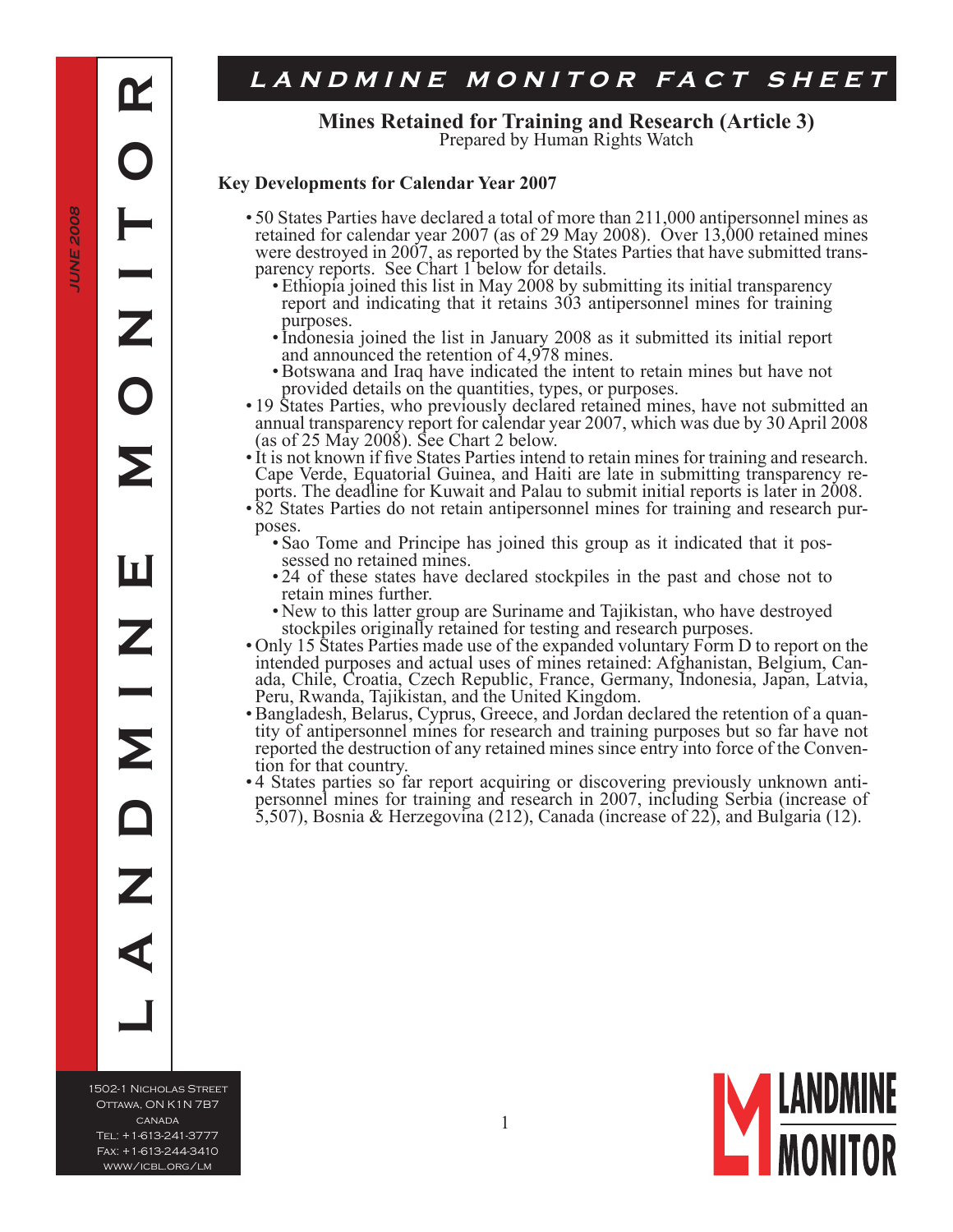# LANDMINE MONITOR FACT SHEET

## Mines Retained for Training and Research (Article 3)

Prepared by Human Rights Watch

### Key Developments for Calendar Year 2007

- 50 States Parties have declared a total of more than 211,000 antipersonnel mines as retained for calendar year 2007 (as of 29 May 2008). Over 13,000 retained mines were destroyed in 2007, as reported by the States Parties that have submitted transparency reports. See Chart 1 below for details.
    - Ethiopia joined this list in May 2008 by submitting its initial transparency report and indicating that it retains 303 antipersonnel mines for training purposes.
    - Indonesia joined the list in January 2008 as it submitted its initial report and announced the retention of 4,978 mines.
    - Botswana and Iraq have indicated the intent to retain mines but have not provided details on the quantities, types, or purposes.
- 19 States Parties, who previously declared retained mines, have not submitted an annual transparency report for calendar year 2007, which was due by 30 April 2008 (as of 25 May 2008). See Chart 2 below.
- It is not known if five States Parties intend to retain mines for training and research. Cape Verde, Equatorial Guinea, and Haiti are late in submitting transparency reports. The deadline for Kuwait and Palau to submit initial reports is later in 2008.
- 82 States Parties do not retain antipersonnel mines for training and research purposes.
    - Sao Tome and Principe has joined this group as it indicated that it possessed no retained mines.
    - 24 of these states have declared stockpiles in the past and chose not to retain mines further.
    - New to this latter group are Suriname and Tajikistan, who have destroyed stockpiles originally retained for testing and research purposes.
- Only 15 States Parties made use of the expanded voluntary Form D to report on the intended purposes and actual uses of mines retained: Afghanistan, Belgium, Canada, Chile, Croatia, Czech Republic, France, Germany, Indonesia, Japan, Latvia, Peru, Rwanda, Tajikistan, and the United Kingdom.
- Bangladesh, Belarus, Cyprus, Greece, and Jordan declared the retention of a quantity of antipersonnel mines for research and training purposes but so far have not reported the destruction of any retained mines since entry into force of the Convention for that country.
- 4 States parties so far report acquiring or discovering previously unknown antipersonnel mines for training and research in 2007, including Serbia (increase of 5,507), Bosnia & Herzegovina (212), Canada (increase of 22), and Bulgaria (12).

1502-1 Nicholas Street
Ottawa, ON K1N 7B7
Canada
Tel: +1-613-241-3777
Fax: +1-613-244-3410
www/icbl.org/lm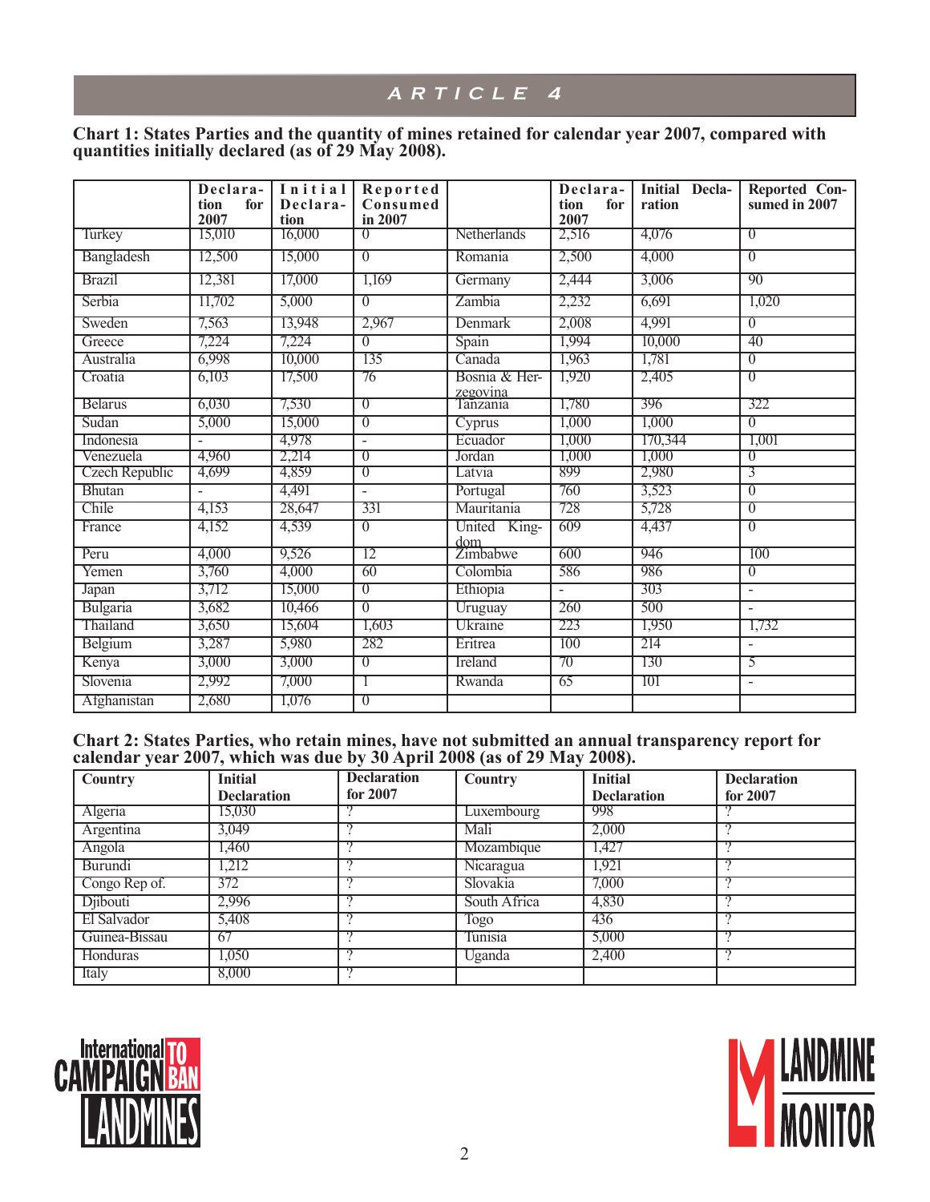## ARTICLE 4

**Chart 1: States Parties and the quantity of mines retained for calendar year 2007, compared with quantities initially declared (as of 29 May 2008).**

| | Declaration for 2007 | Initial Declaration | Reported Consumed in 2007 | | Declaration for 2007 | Initial Declaration | Reported Consumed in 2007 |
|---|---|---|---|---|---|---|---|
| Turkey | 15,010 | 16,000 | 0 | Netherlands | 2,516 | 4,076 | 0 |
| Bangladesh | 12,500 | 15,000 | 0 | Romania | 2,500 | 4,000 | 0 |
| Brazil | 12,381 | 17,000 | 1,169 | Germany | 2,444 | 3,006 | 90 |
| Serbia | 11,702 | 5,000 | 0 | Zambia | 2,232 | 6,691 | 1,020 |
| Sweden | 7,563 | 13,948 | 2,967 | Denmark | 2,008 | 4,991 | 0 |
| Greece | 7,224 | 7,224 | 0 | Spain | 1,994 | 10,000 | 40 |
| Australia | 6,998 | 10,000 | 135 | Canada | 1,963 | 1,781 | 0 |
| Croatia | 6,103 | 17,500 | 76 | Bosnia & Herzegovina | 1,920 | 2,405 | 0 |
| Belarus | 6,030 | 7,530 | 0 | Tanzania | 1,780 | 396 | 322 |
| Sudan | 5,000 | 15,000 | 0 | Cyprus | 1,000 | 1,000 | 0 |
| Indonesia | - | 4,978 | - | Ecuador | 1,000 | 170,344 | 1,001 |
| Venezuela | 4,960 | 2,214 | 0 | Jordan | 1,000 | 1,000 | 0 |
| Czech Republic | 4,699 | 4,859 | 0 | Latvia | 899 | 2,980 | 3 |
| Bhutan | - | 4,491 | - | Portugal | 760 | 3,523 | 0 |
| Chile | 4,153 | 28,647 | 331 | Mauritania | 728 | 5,728 | 0 |
| France | 4,152 | 4,539 | 0 | United Kingdom | 609 | 4,437 | 0 |
| Peru | 4,000 | 9,526 | 12 | Zimbabwe | 600 | 946 | 100 |
| Yemen | 3,760 | 4,000 | 60 | Colombia | 586 | 986 | 0 |
| Japan | 3,712 | 15,000 | 0 | Ethiopia | - | 303 | - |
| Bulgaria | 3,682 | 10,466 | 0 | Uruguay | 260 | 500 | - |
| Thailand | 3,650 | 15,604 | 1,603 | Ukraine | 223 | 1,950 | 1,732 |
| Belgium | 3,287 | 5,980 | 282 | Eritrea | 100 | 214 | - |
| Kenya | 3,000 | 3,000 | 0 | Ireland | 70 | 130 | 5 |
| Slovenia | 2,992 | 7,000 | 1 | Rwanda | 65 | 101 | - |
| Afghanistan | 2,680 | 1,076 | 0 | | | | |

**Chart 2: States Parties, who retain mines, have not submitted an annual transparency report for calendar year 2007, which was due by 30 April 2008 (as of 29 May 2008).**

| Country | Initial Declaration | Declaration for 2007 | Country | Initial Declaration | Declaration for 2007 |
|---|---|---|---|---|---|
| Algeria | 15,030 | ? | Luxembourg | 998 | ? |
| Argentina | 3,049 | ? | Mali | 2,000 | ? |
| Angola | 1,460 | ? | Mozambique | 1,427 | ? |
| Burundi | 1,212 | ? | Nicaragua | 1,921 | ? |
| Congo Rep of. | 372 | ? | Slovakia | 7,000 | ? |
| Djibouti | 2,996 | ? | South Africa | 4,830 | ? |
| El Salvador | 5,408 | ? | Togo | 436 | ? |
| Guinea-Bissau | 67 | ? | Tunisia | 5,000 | ? |
| Honduras | 1,050 | ? | Uganda | 2,400 | ? |
| Italy | 8,000 | ? | | | |

International Campaign to Ban Landmines

Landmine Monitor